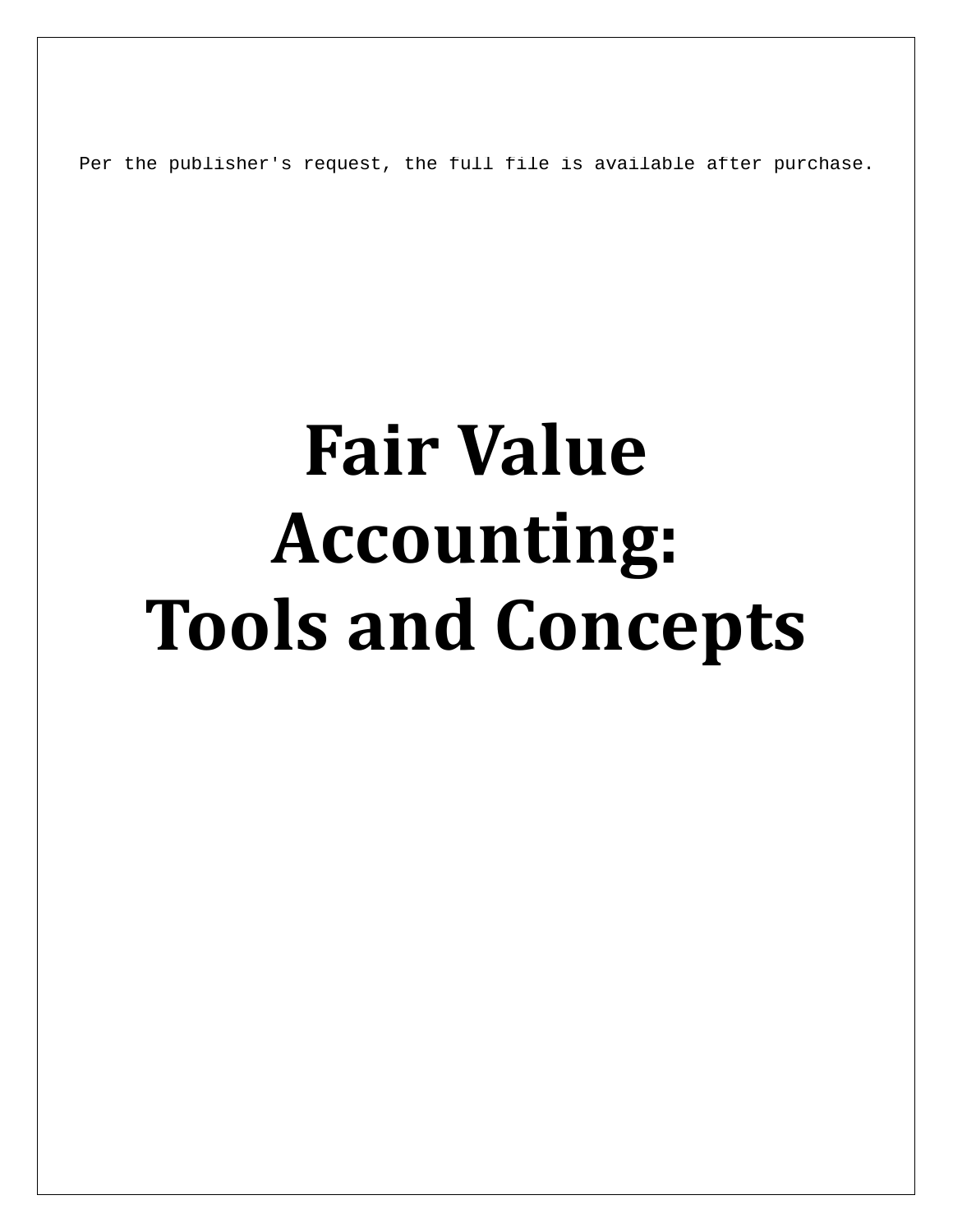# Fair Value Accounting: Tools and Concepts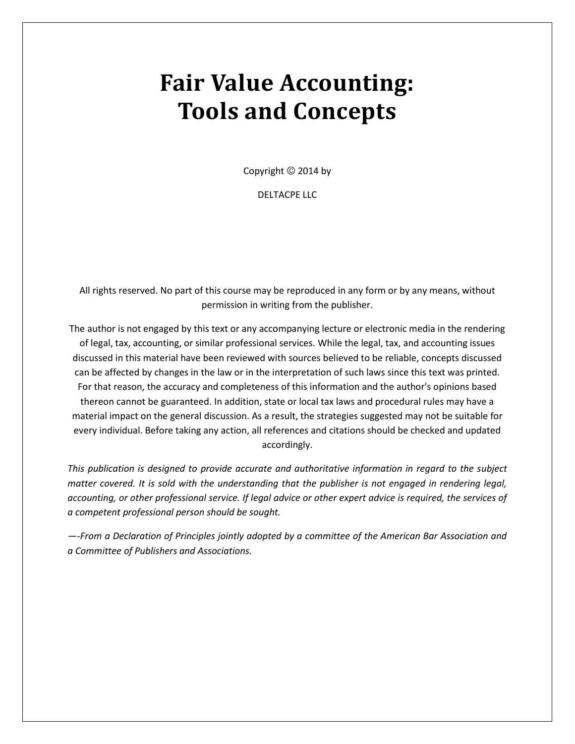# Fair Value Accounting: Tools and Concepts

Copyright © 2014 by

DELTACPE LLC

All rights reserved. No part of this course may be reproduced in any form or by any means, without permission in writing from the publisher.

The author is not engaged by this text or any accompanying lecture or electronic media in the rendering of legal, tax, accounting, or similar professional services. While the legal, tax, and accounting issues discussed in this material have been reviewed with sources believed to be reliable, concepts discussed can be affected by changes in the law or in the interpretation of such laws since this text was printed. For that reason, the accuracy and completeness of this information and the author's opinions based thereon cannot be guaranteed. In addition, state or local tax laws and procedural rules may have a material impact on the general discussion. As a result, the strategies suggested may not be suitable for every individual. Before taking any action, all references and citations should be checked and updated accordingly.

*This publication is designed to provide accurate and authoritative information in regard to the subject matter covered. It is sold with the understanding that the publisher is not engaged in rendering legal, accounting, or other professional service. If legal advice or other expert advice is required, the services of a competent professional person should be sought.*

*—-From a Declaration of Principles jointly adopted by a committee of the American Bar Association and a Committee of Publishers and Associations.*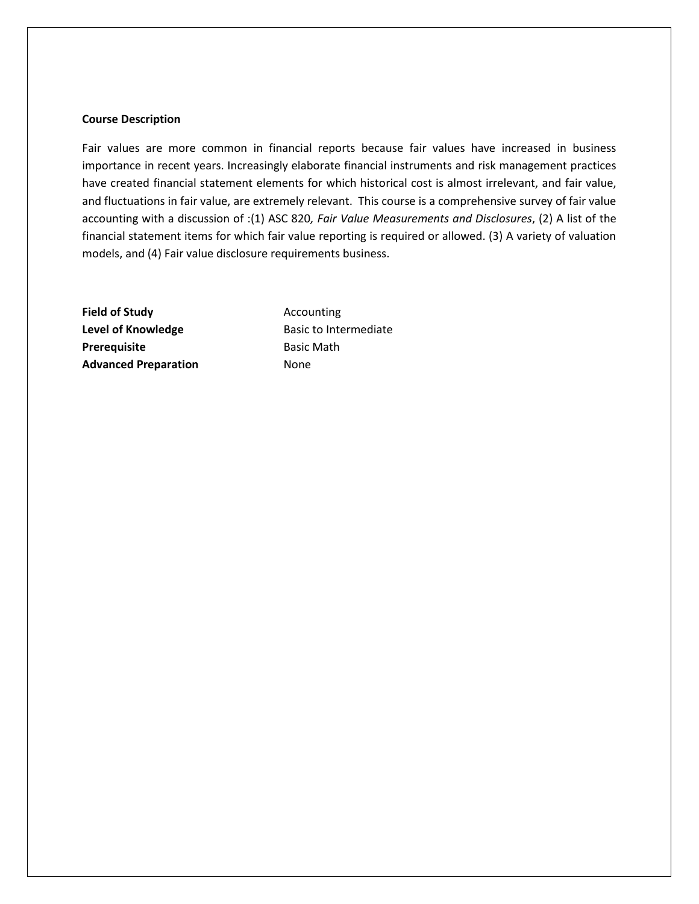**Course Description**

Fair values are more common in financial reports because fair values have increased in business importance in recent years. Increasingly elaborate financial instruments and risk management practices have created financial statement elements for which historical cost is almost irrelevant, and fair value, and fluctuations in fair value, are extremely relevant. This course is a comprehensive survey of fair value accounting with a discussion of :(1) ASC 820*, Fair Value Measurements and Disclosures*, (2) A list of the financial statement items for which fair value reporting is required or allowed. (3) A variety of valuation models, and (4) Fair value disclosure requirements business.

| | |
|---|---|
| **Field of Study** | Accounting |
| **Level of Knowledge** | Basic to Intermediate |
| **Prerequisite** | Basic Math |
| **Advanced Preparation** | None |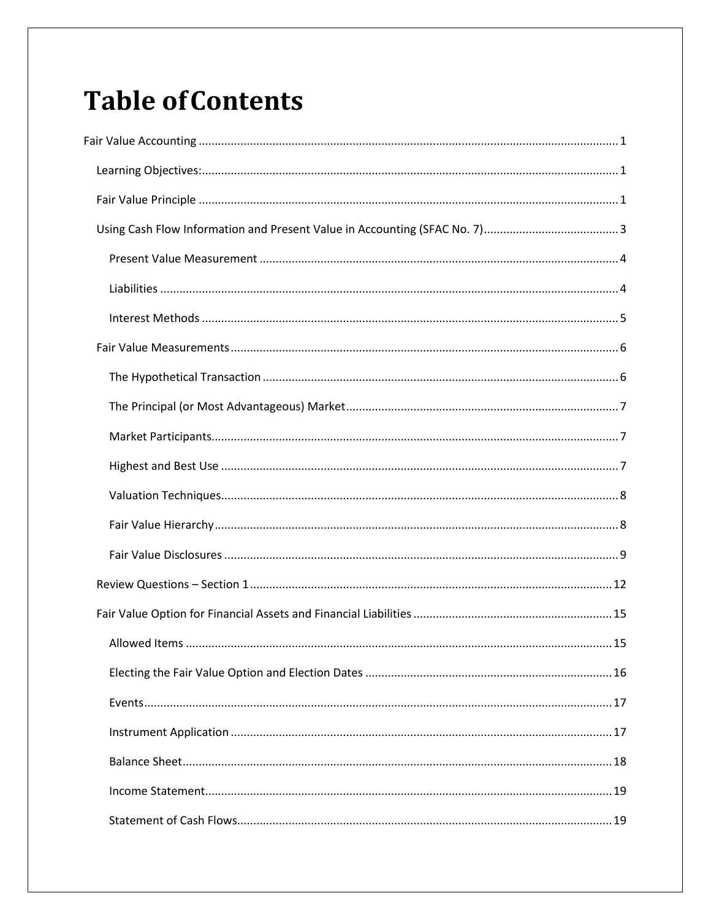# Table of Contents

Fair Value Accounting ........................................................................................................................... 1

- Learning Objectives: ........................................................................................................................... 1
- Fair Value Principle ............................................................................................................................ 1
- Using Cash Flow Information and Present Value in Accounting (SFAC No. 7) ........................................... 3
  - Present Value Measurement ............................................................................................................. 4
  - Liabilities .......................................................................................................................................... 4
  - Interest Methods .............................................................................................................................. 5
- Fair Value Measurements ..................................................................................................................... 6
  - The Hypothetical Transaction ............................................................................................................ 6
  - The Principal (or Most Advantageous) Market ..................................................................................... 7
  - Market Participants ........................................................................................................................... 7
  - Highest and Best Use ........................................................................................................................ 7
  - Valuation Techniques ........................................................................................................................ 8
  - Fair Value Hierarchy ......................................................................................................................... 8
  - Fair Value Disclosures ...................................................................................................................... 9
- Review Questions – Section 1 ............................................................................................................. 12
- Fair Value Option for Financial Assets and Financial Liabilities ............................................................. 15
  - Allowed Items ................................................................................................................................. 15
  - Electing the Fair Value Option and Election Dates .............................................................................. 16
  - Events ............................................................................................................................................ 17
  - Instrument Application ................................................................................................................... 17
  - Balance Sheet ................................................................................................................................. 18
  - Income Statement ........................................................................................................................... 19
  - Statement of Cash Flows ................................................................................................................. 19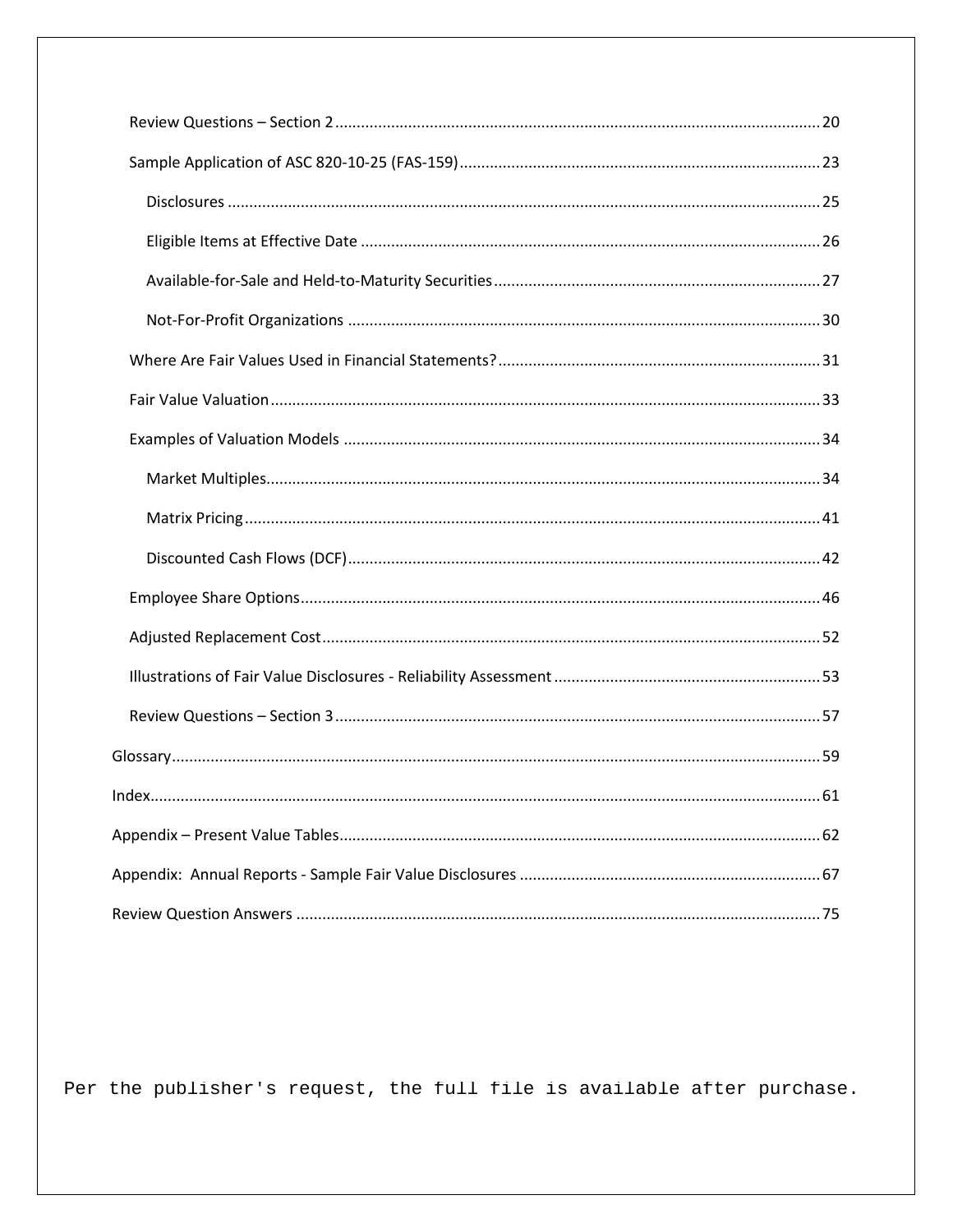- Review Questions – Section 2 .......... 20
- Sample Application of ASC 820-10-25 (FAS-159) .......... 23
  - Disclosures .......... 25
  - Eligible Items at Effective Date .......... 26
  - Available-for-Sale and Held-to-Maturity Securities .......... 27
  - Not-For-Profit Organizations .......... 30
- Where Are Fair Values Used in Financial Statements? .......... 31
- Fair Value Valuation .......... 33
- Examples of Valuation Models .......... 34
  - Market Multiples .......... 34
  - Matrix Pricing .......... 41
  - Discounted Cash Flows (DCF) .......... 42
- Employee Share Options .......... 46
- Adjusted Replacement Cost .......... 52
- Illustrations of Fair Value Disclosures - Reliability Assessment .......... 53
- Review Questions – Section 3 .......... 57

Glossary .......... 59

Index .......... 61

Appendix – Present Value Tables .......... 62

Appendix: Annual Reports - Sample Fair Value Disclosures .......... 67

Review Question Answers .......... 75

Per the publisher's request, the full file is available after purchase.